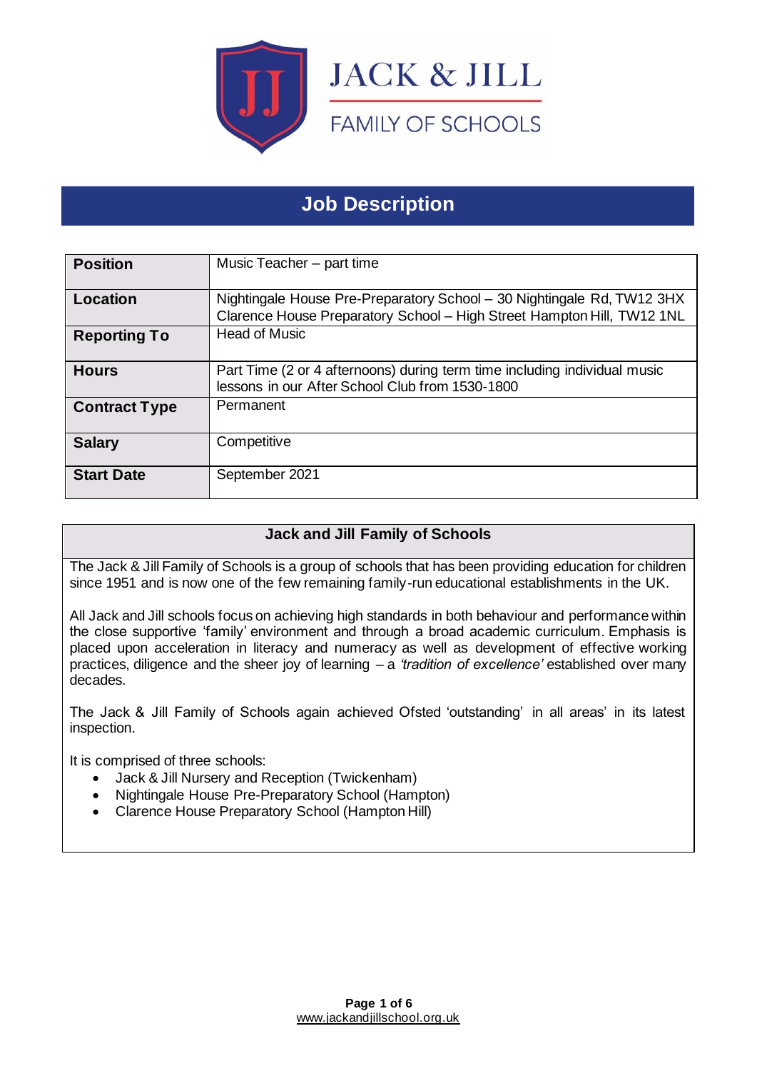JACK & JILL

FAMILY OF SCHOOLS

# Job Description

| | |
|---|---|
| **Position** | Music Teacher – part time |
| **Location** | Nightingale House Pre-Preparatory School – 30 Nightingale Rd, TW12 3HX<br>Clarence House Preparatory School – High Street Hampton Hill, TW12 1NL |
| **Reporting To** | Head of Music |
| **Hours** | Part Time (2 or 4 afternoons) during term time including individual music lessons in our After School Club from 1530-1800 |
| **Contract Type** | Permanent |
| **Salary** | Competitive |
| **Start Date** | September 2021 |

## Jack and Jill Family of Schools

The Jack & Jill Family of Schools is a group of schools that has been providing education for children since 1951 and is now one of the few remaining family-run educational establishments in the UK.

All Jack and Jill schools focus on achieving high standards in both behaviour and performance within the close supportive 'family' environment and through a broad academic curriculum. Emphasis is placed upon acceleration in literacy and numeracy as well as development of effective working practices, diligence and the sheer joy of learning – a *'tradition of excellence'* established over many decades.

The Jack & Jill Family of Schools again achieved Ofsted 'outstanding' in all areas' in its latest inspection.

It is comprised of three schools:

- Jack & Jill Nursery and Reception (Twickenham)
- Nightingale House Pre-Preparatory School (Hampton)
- Clarence House Preparatory School (Hampton Hill)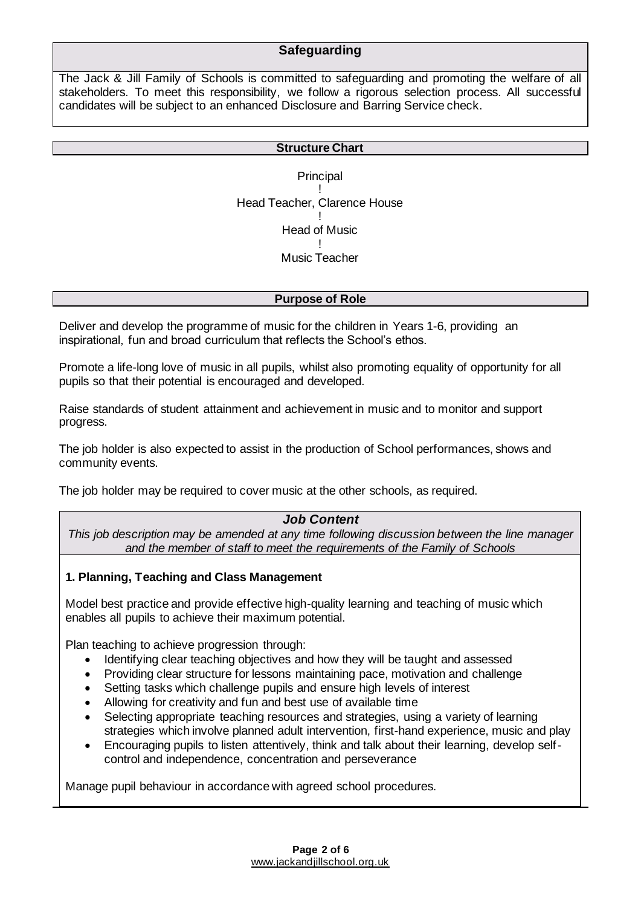## Safeguarding

The Jack & Jill Family of Schools is committed to safeguarding and promoting the welfare of all stakeholders. To meet this responsibility, we follow a rigorous selection process. All successful candidates will be subject to an enhanced Disclosure and Barring Service check.

## Structure Chart

Principal
!
Head Teacher, Clarence House
!
Head of Music
!
Music Teacher

## Purpose of Role

Deliver and develop the programme of music for the children in Years 1-6, providing an inspirational, fun and broad curriculum that reflects the School's ethos.

Promote a life-long love of music in all pupils, whilst also promoting equality of opportunity for all pupils so that their potential is encouraged and developed.

Raise standards of student attainment and achievement in music and to monitor and support progress.

The job holder is also expected to assist in the production of School performances, shows and community events.

The job holder may be required to cover music at the other schools, as required.

## *Job Content*

*This job description may be amended at any time following discussion between the line manager and the member of staff to meet the requirements of the Family of Schools*

### 1. Planning, Teaching and Class Management

Model best practice and provide effective high-quality learning and teaching of music which enables all pupils to achieve their maximum potential.

Plan teaching to achieve progression through:

- Identifying clear teaching objectives and how they will be taught and assessed
- Providing clear structure for lessons maintaining pace, motivation and challenge
- Setting tasks which challenge pupils and ensure high levels of interest
- Allowing for creativity and fun and best use of available time
- Selecting appropriate teaching resources and strategies, using a variety of learning strategies which involve planned adult intervention, first-hand experience, music and play
- Encouraging pupils to listen attentively, think and talk about their learning, develop self-control and independence, concentration and perseverance

Manage pupil behaviour in accordance with agreed school procedures.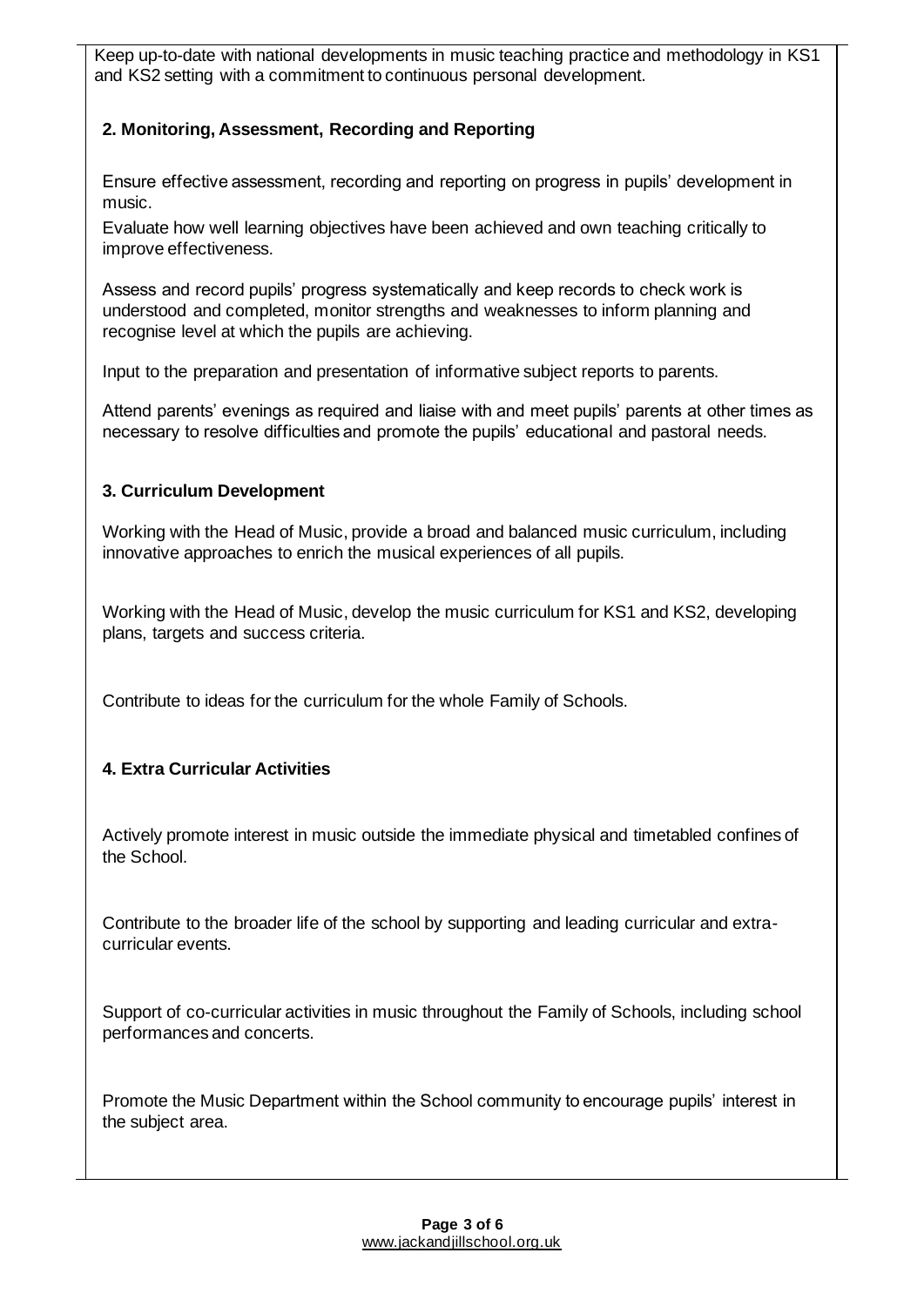Keep up-to-date with national developments in music teaching practice and methodology in KS1 and KS2 setting with a commitment to continuous personal development.

**2. Monitoring, Assessment, Recording and Reporting**

Ensure effective assessment, recording and reporting on progress in pupils' development in music.

Evaluate how well learning objectives have been achieved and own teaching critically to improve effectiveness.

Assess and record pupils' progress systematically and keep records to check work is understood and completed, monitor strengths and weaknesses to inform planning and recognise level at which the pupils are achieving.

Input to the preparation and presentation of informative subject reports to parents.

Attend parents' evenings as required and liaise with and meet pupils' parents at other times as necessary to resolve difficulties and promote the pupils' educational and pastoral needs.

**3. Curriculum Development**

Working with the Head of Music, provide a broad and balanced music curriculum, including innovative approaches to enrich the musical experiences of all pupils.

Working with the Head of Music, develop the music curriculum for KS1 and KS2, developing plans, targets and success criteria.

Contribute to ideas for the curriculum for the whole Family of Schools.

**4. Extra Curricular Activities**

Actively promote interest in music outside the immediate physical and timetabled confines of the School.

Contribute to the broader life of the school by supporting and leading curricular and extra-curricular events.

Support of co-curricular activities in music throughout the Family of Schools, including school performances and concerts.

Promote the Music Department within the School community to encourage pupils' interest in the subject area.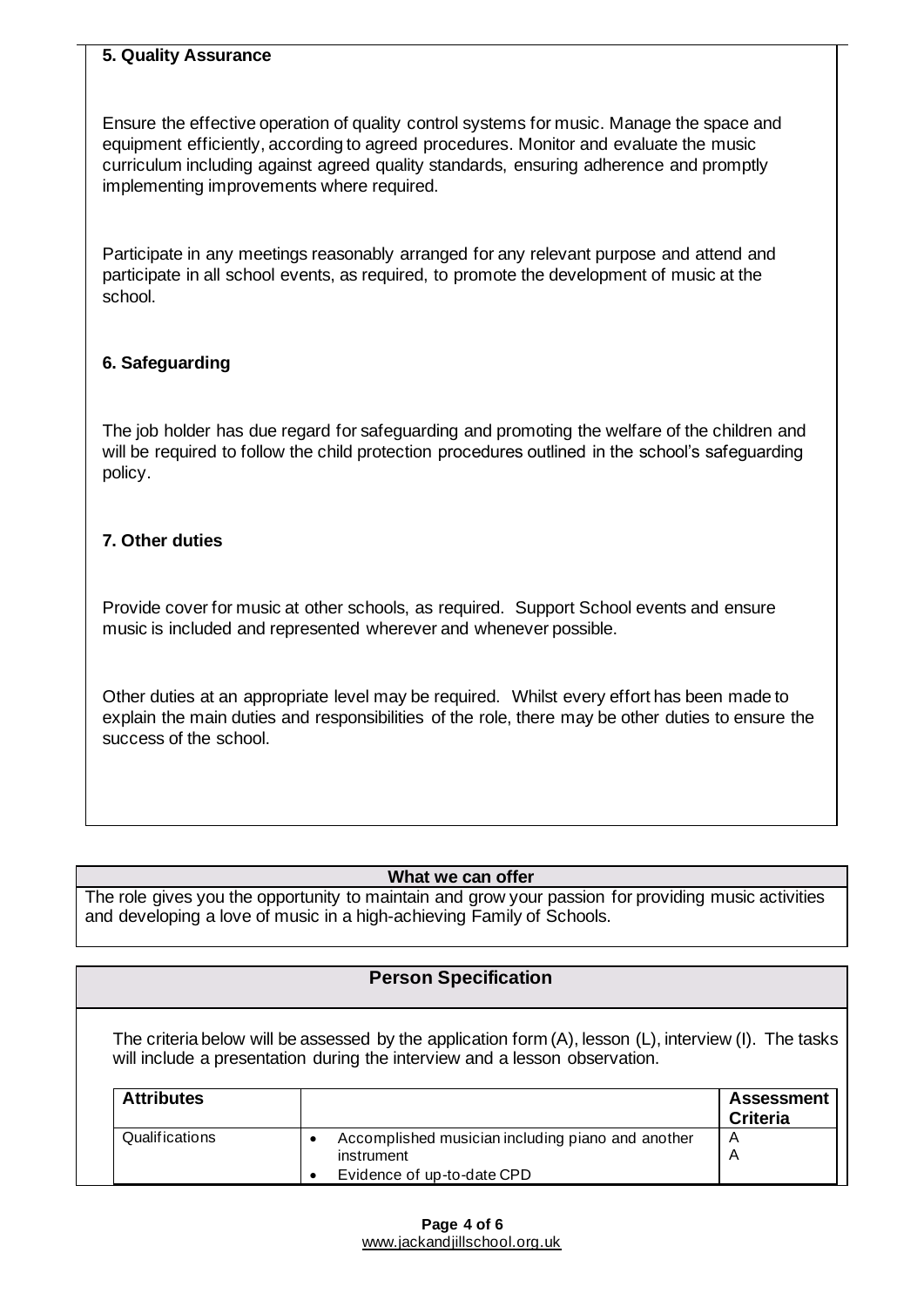**5. Quality Assurance**

Ensure the effective operation of quality control systems for music. Manage the space and equipment efficiently, according to agreed procedures. Monitor and evaluate the music curriculum including against agreed quality standards, ensuring adherence and promptly implementing improvements where required.

Participate in any meetings reasonably arranged for any relevant purpose and attend and participate in all school events, as required, to promote the development of music at the school.

**6. Safeguarding**

The job holder has due regard for safeguarding and promoting the welfare of the children and will be required to follow the child protection procedures outlined in the school's safeguarding policy.

**7. Other duties**

Provide cover for music at other schools, as required. Support School events and ensure music is included and represented wherever and whenever possible.

Other duties at an appropriate level may be required. Whilst every effort has been made to explain the main duties and responsibilities of the role, there may be other duties to ensure the success of the school.

**What we can offer**

The role gives you the opportunity to maintain and grow your passion for providing music activities and developing a love of music in a high-achieving Family of Schools.

## Person Specification

The criteria below will be assessed by the application form (A), lesson (L), interview (I). The tasks will include a presentation during the interview and a lesson observation.

| Attributes | | Assessment Criteria |
|---|---|---|
| Qualifications | • Accomplished musician including piano and another instrument<br>• Evidence of up-to-date CPD | A<br>A |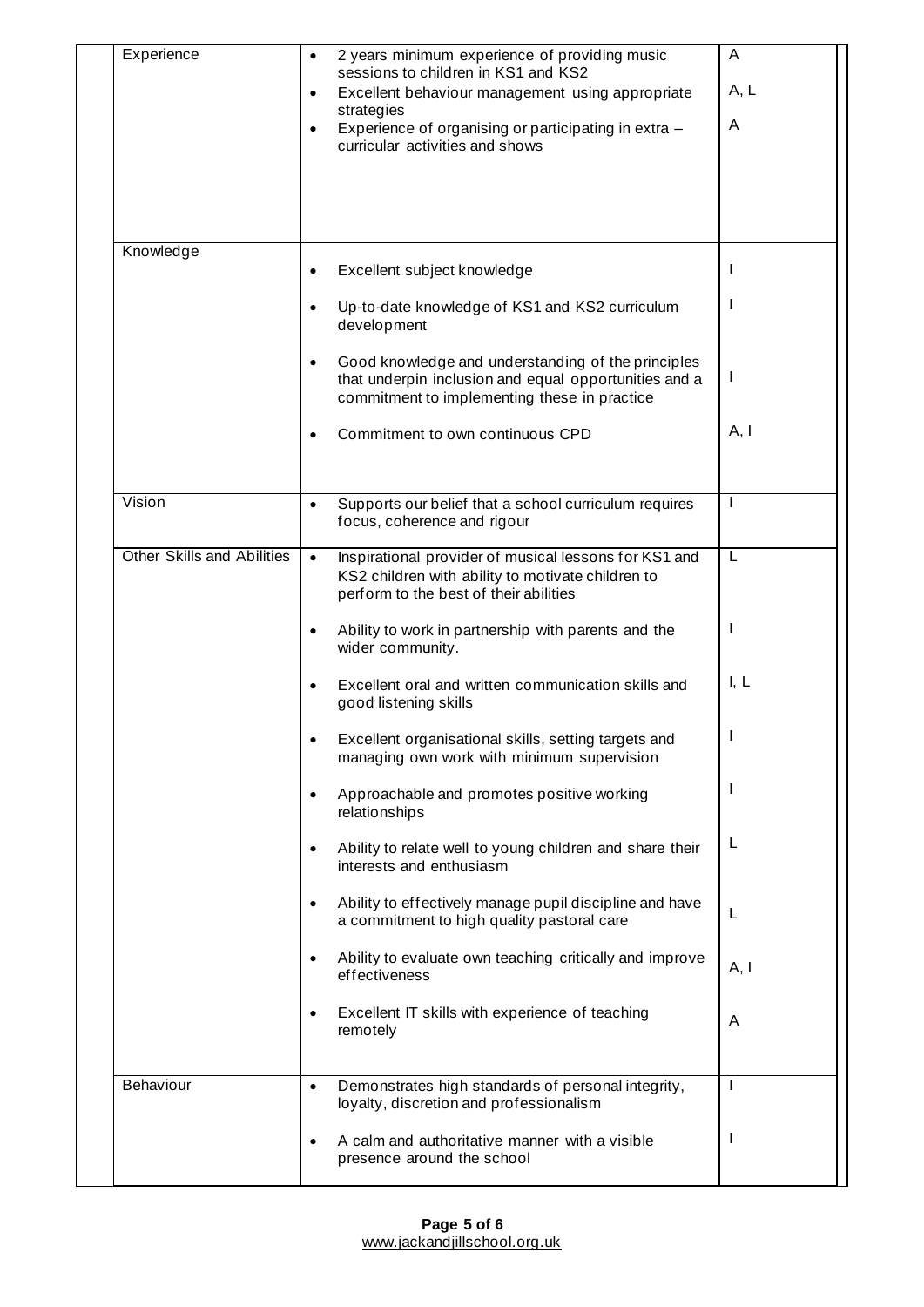| | | |
|---|---|---|
| Experience | • 2 years minimum experience of providing music sessions to children in KS1 and KS2<br>• Excellent behaviour management using appropriate strategies<br>• Experience of organising or participating in extra – curricular activities and shows | A<br>A, L<br>A |
| Knowledge | • Excellent subject knowledge<br>• Up-to-date knowledge of KS1 and KS2 curriculum development<br>• Good knowledge and understanding of the principles that underpin inclusion and equal opportunities and a commitment to implementing these in practice<br>• Commitment to own continuous CPD | I<br>I<br>I<br>A, I |
| Vision | • Supports our belief that a school curriculum requires focus, coherence and rigour | I |
| Other Skills and Abilities | • Inspirational provider of musical lessons for KS1 and KS2 children with ability to motivate children to perform to the best of their abilities<br>• Ability to work in partnership with parents and the wider community.<br>• Excellent oral and written communication skills and good listening skills<br>• Excellent organisational skills, setting targets and managing own work with minimum supervision<br>• Approachable and promotes positive working relationships<br>• Ability to relate well to young children and share their interests and enthusiasm<br>• Ability to effectively manage pupil discipline and have a commitment to high quality pastoral care<br>• Ability to evaluate own teaching critically and improve effectiveness<br>• Excellent IT skills with experience of teaching remotely | L<br>I<br>I, L<br>I<br>I<br>L<br>L<br>A, I<br>A |
| Behaviour | • Demonstrates high standards of personal integrity, loyalty, discretion and professionalism<br>• A calm and authoritative manner with a visible presence around the school | I<br>I |

www.jackandjillschool.org.uk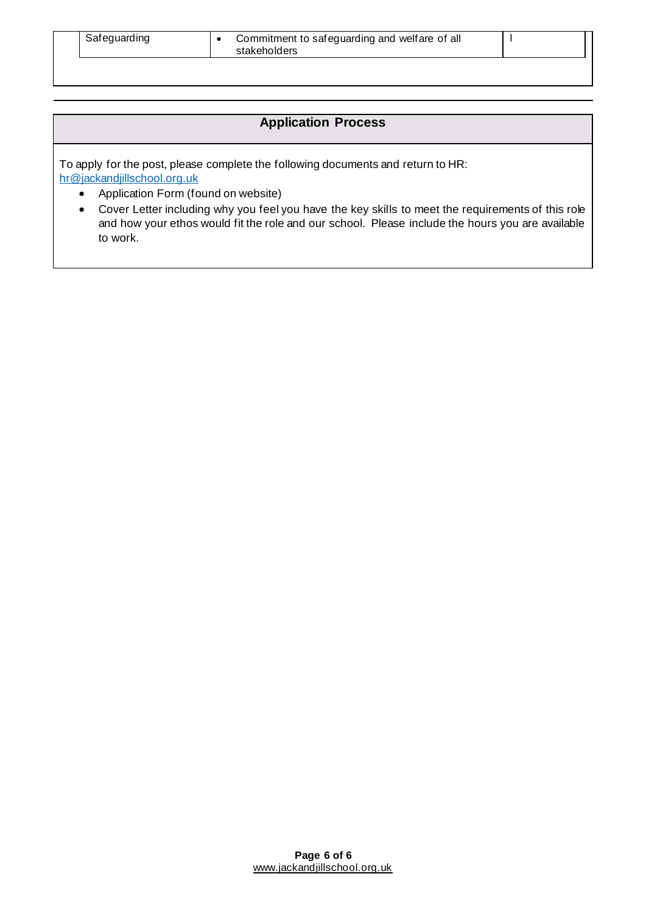| | | |
|---|---|---|
| Safeguarding | • Commitment to safeguarding and welfare of all stakeholders | I |

## Application Process

To apply for the post, please complete the following documents and return to HR: hr@jackandjillschool.org.uk

- Application Form (found on website)
- Cover Letter including why you feel you have the key skills to meet the requirements of this role and how your ethos would fit the role and our school. Please include the hours you are available to work.